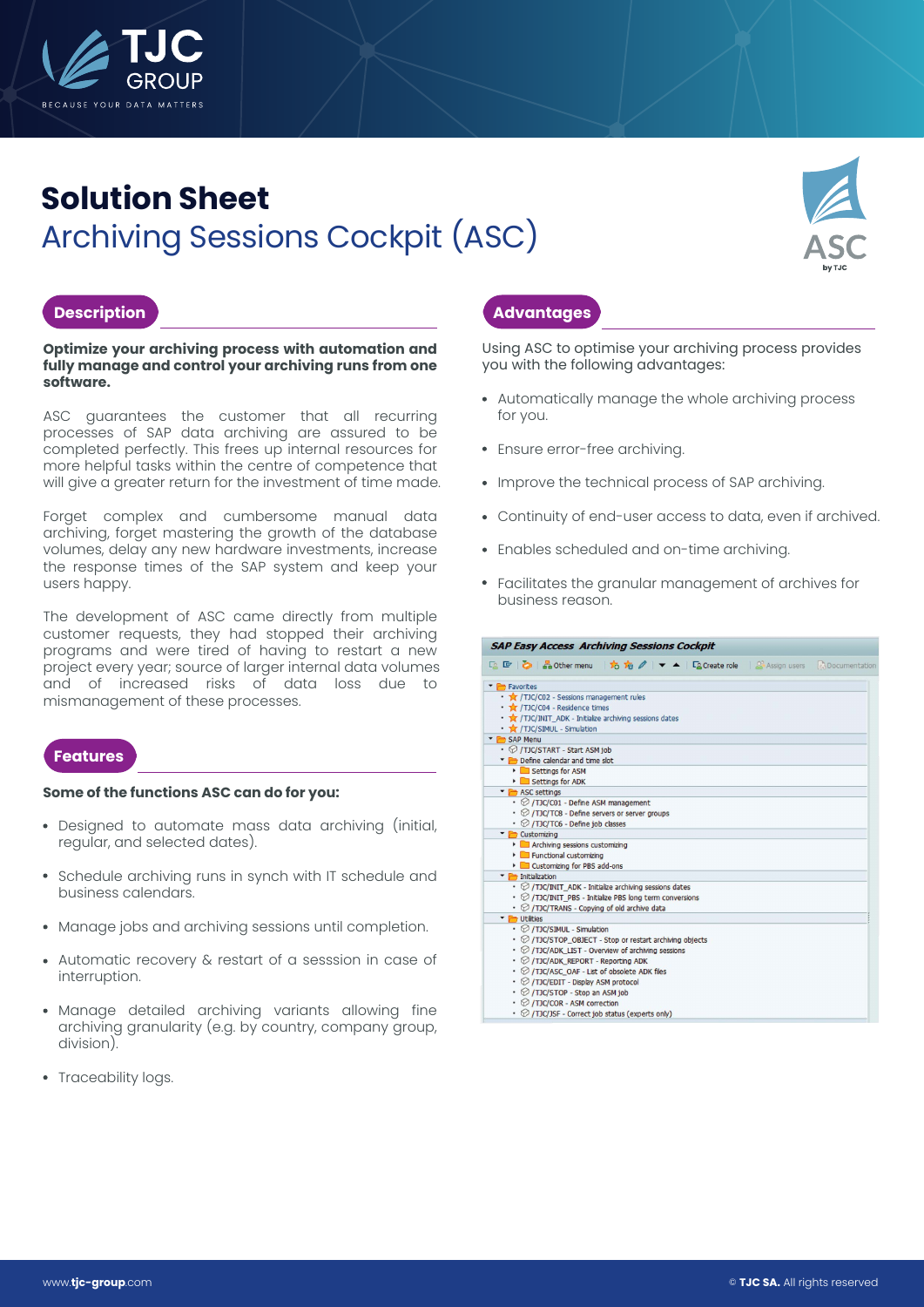# Solution Sheet

## Archiving Sessions Cockpit (ASC)

## Description

**Optimize your archiving process with automation and fully manage and control your archiving runs from one software.**

ASC guarantees the customer that all recurring processes of SAP data archiving are assured to be completed perfectly. This frees up internal resources for more helpful tasks within the centre of competence that will give a greater return for the investment of time made.

Forget complex and cumbersome manual data archiving, forget mastering the growth of the database volumes, delay any new hardware investments, increase the response times of the SAP system and keep your users happy.

The development of ASC came directly from multiple customer requests, they had stopped their archiving programs and were tired of having to restart a new project every year; source of larger internal data volumes and of increased risks of data loss due to mismanagement of these processes.

## Features

**Some of the functions ASC can do for you:**

- Designed to automate mass data archiving (initial, regular, and selected dates).
- Schedule archiving runs in synch with IT schedule and business calendars.
- Manage jobs and archiving sessions until completion.
- Automatic recovery & restart of a sesssion in case of interruption.
- Manage detailed archiving variants allowing fine archiving granularity (e.g. by country, company group, division).
- Traceability logs.

## Advantages

Using ASC to optimise your archiving process provides you with the following advantages:

- Automatically manage the whole archiving process for you.
- Ensure error-free archiving.
- Improve the technical process of SAP archiving.
- Continuity of end-user access to data, even if archived.
- Enables scheduled and on-time archiving.
- Facilitates the granular management of archives for business reason.

**SAP Easy Access Archiving Sessions Cockpit**

- Favorites
  - /TJC/C02 - Sessions management rules
  - /TJC/C04 - Residence times
  - /TJC/INIT_ADK - Initialize archiving sessions dates
  - /TJC/SIMUL - Simulation
- SAP Menu
  - /TJC/START - Start ASM job
  - Define calendar and time slot
    - Settings for ASM
    - Settings for ADK
  - ASC settings
    - /TJC/C01 - Define ASM management
    - /TJC/TC8 - Define servers or server groups
    - /TJC/TC6 - Define job classes
  - Customizing
    - Archiving sessions customizing
    - Functional customizing
    - Customizing for PBS add-ons
  - Initialization
    - /TJC/INIT_ADK - Initialize archiving sessions dates
    - /TJC/INIT_PBS - Initialize PBS long term conversions
    - /TJC/TRANS - Copying of old archive data
  - Utilities
    - /TJC/SIMUL - Simulation
    - /TJC/STOP_OBJECT - Stop or restart archiving objects
    - /TJC/ADK_LIST - Overview of archiving sessions
    - /TJC/ADK_REPORT - Reporting ADK
    - /TJC/ASC_OAF - List of obsolete ADK files
    - /TJC/EDIT - Display ASM protocol
    - /TJC/STOP - Stop an ASM job
    - /TJC/COR - ASM correction
    - /TJC/JSF - Correct job status (experts only)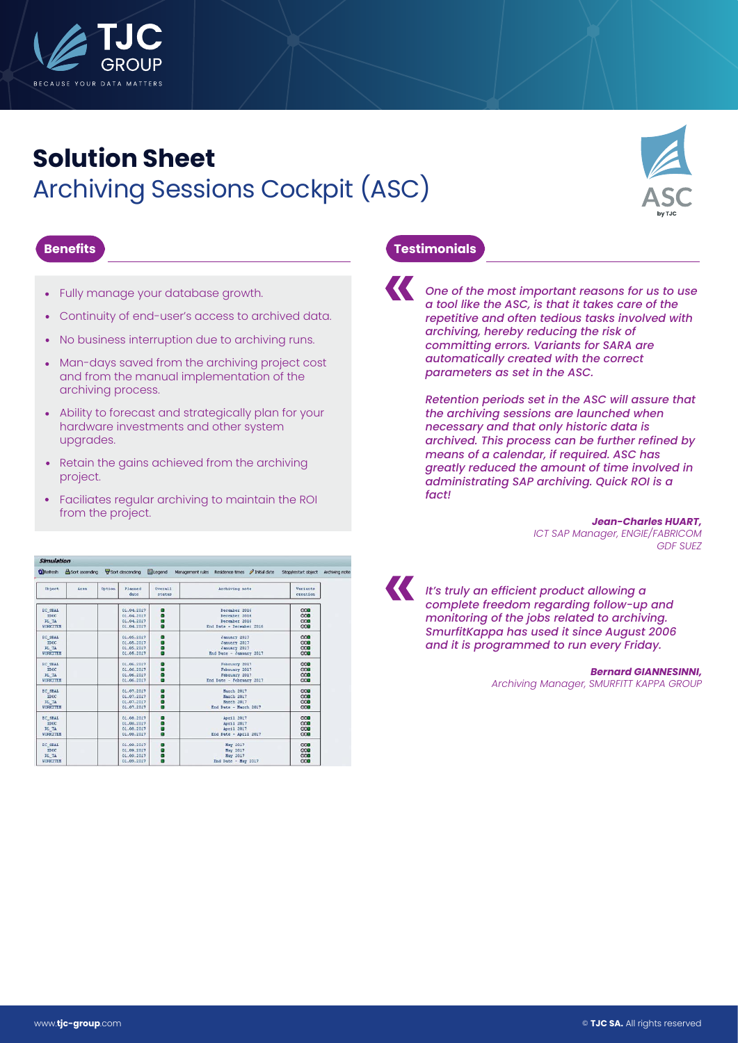# Solution Sheet

## Archiving Sessions Cockpit (ASC)

### Benefits

- Fully manage your database growth.
- Continuity of end-user's access to archived data.
- No business interruption due to archiving runs.
- Man-days saved from the archiving project cost and from the manual implementation of the archiving process.
- Ability to forecast and strategically plan for your hardware investments and other system upgrades.
- Retain the gains achieved from the archiving project.
- Faciliates regular archiving to maintain the ROI from the project.

**Simulation**

Refresh | Sort ascending | Sort descending | Legend | Management rules | Residence times | Initial date | Stop/restart object | Archiving note

| Object | Area | Option | Planned date | Overall status | Archiving note | Variants creation |
|---|---|---|---|---|---|---|
| BC_SBAL | | | 01.04.2017 | | December 2016 | |
| IDOC | | | 01.04.2017 | | December 2016 | |
| PL_TA | | | 01.04.2017 | | December 2016 | |
| WORKITEM | | | 01.04.2017 | | End Date - December 2016 | |
| BC_SBAL | | | 01.05.2017 | | January 2017 | |
| IDOC | | | 01.05.2017 | | January 2017 | |
| PL_TA | | | 01.05.2017 | | January 2017 | |
| WORKITEM | | | 01.05.2017 | | End Date - January 2017 | |
| BC_SBAL | | | 01.06.2017 | | February 2017 | |
| IDOC | | | 01.06.2017 | | February 2017 | |
| PL_TA | | | 01.06.2017 | | February 2017 | |
| WORKITEM | | | 01.06.2017 | | End Date - February 2017 | |
| BC_SBAL | | | 01.07.2017 | | March 2017 | |
| IDOC | | | 01.07.2017 | | March 2017 | |
| PL_TA | | | 01.07.2017 | | March 2017 | |
| WORKITEM | | | 01.07.2017 | | End Date - March 2017 | |
| BC_SBAL | | | 01.08.2017 | | April 2017 | |
| IDOC | | | 01.08.2017 | | April 2017 | |
| PL_TA | | | 01.08.2017 | | April 2017 | |
| WORKITEM | | | 01.08.2017 | | End Date - April 2017 | |
| BC_SBAL | | | 01.09.2017 | | May 2017 | |
| IDOC | | | 01.09.2017 | | May 2017 | |
| PL_TA | | | 01.09.2017 | | May 2017 | |
| WORKITEM | | | 01.09.2017 | | End Date - May 2017 | |

### Testimonials

> *One of the most important reasons for us to use a tool like the ASC, is that it takes care of the repetitive and often tedious tasks involved with archiving, hereby reducing the risk of committing errors. Variants for SARA are automatically created with the correct parameters as set in the ASC.*
>
> *Retention periods set in the ASC will assure that the archiving sessions are launched when necessary and that only historic data is archived. This process can be further refined by means of a calendar, if required. ASC has greatly reduced the amount of time involved in administrating SAP archiving. Quick ROI is a fact!*

***Jean-Charles HUART,***
*ICT SAP Manager, ENGIE/FABRICOM GDF SUEZ*

> *It's truly an efficient product allowing a complete freedom regarding follow-up and monitoring of the jobs related to archiving. SmurfitKappa has used it since August 2006 and it is programmed to run every Friday.*

***Bernard GIANNESINNI,***
*Archiving Manager, SMURFITT KAPPA GROUP*